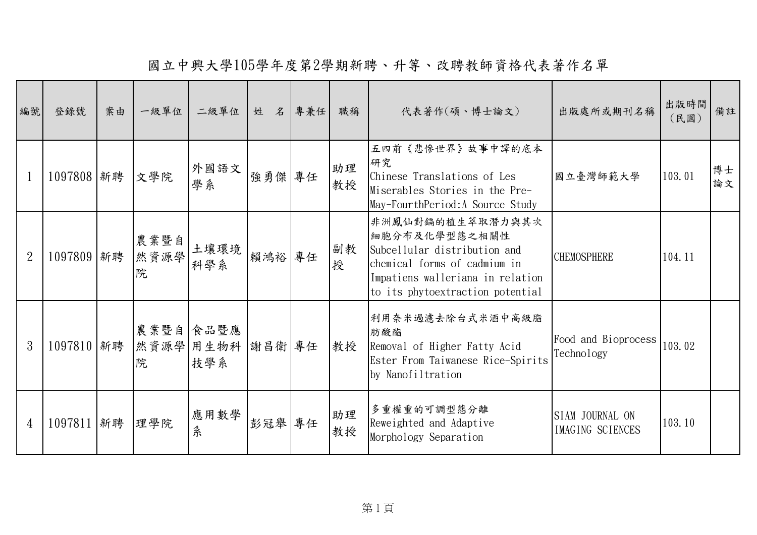# 國立中興大學105學年度第2學期新聘、升等、改聘教師資格代表著作名單

| 編號 | 登錄號 | 案由 | 一級單位 | 二級單位 | 姓　名 | 專兼任 | 職稱 | 代表著作(碩、博士論文) | 出版處所或期刊名稱 | 出版時間（民國） | 備註 |
|---|---|---|---|---|---|---|---|---|---|---|---|
| 1 | 1097808 | 新聘 | 文學院 | 外國語文學系 | 強勇傑 | 專任 | 助理教授 | 五四前《悲慘世界》故事中譯的底本研究 Chinese Translations of Les Miserables Stories in the Pre-May-FourthPeriod:A Source Study | 國立臺灣師範大學 | 103.01 | 博士論文 |
| 2 | 1097809 | 新聘 | 農業暨自然資源學院 | 土壤環境科學系 | 賴鴻裕 | 專任 | 副教授 | 非洲鳳仙對鎘的植生萃取潛力與其次細胞分布及化學型態之相關性 Subcellular distribution and chemical forms of cadmium in Impatiens walleriana in relation to its phytoextraction potential | CHEMOSPHERE | 104.11 | |
| 3 | 1097810 | 新聘 | 農業暨自然資源學院 | 食品暨應用生物科技學系 | 謝昌衛 | 專任 | 教授 | 利用奈米過濾去除台式米酒中高級脂肪酸酯 Removal of Higher Fatty Acid Ester From Taiwanese Rice-Spirits by Nanofiltration | Food and Bioprocess Technology | 103.02 | |
| 4 | 1097811 | 新聘 | 理學院 | 應用數學系 | 彭冠舉 | 專任 | 助理教授 | 多重權重的可調型態分離 Reweighted and Adaptive Morphology Separation | SIAM JOURNAL ON IMAGING SCIENCES | 103.10 | |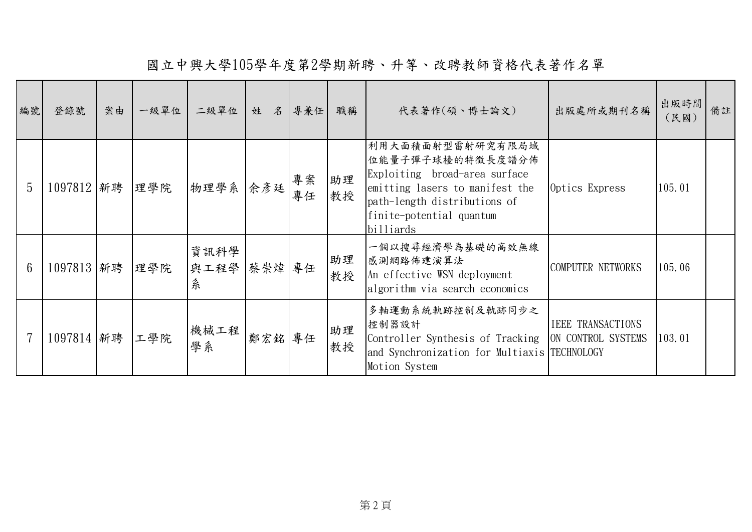# 國立中興大學105學年度第2學期新聘、升等、改聘教師資格代表著作名單

| 編號 | 登錄號 | 案由 | 一級單位 | 二級單位 | 姓　名 | 專兼任 | 職稱 | 代表著作(碩、博士論文) | 出版處所或期刊名稱 | 出版時間（民國） | 備註 |
|---|---|---|---|---|---|---|---|---|---|---|---|
| 5 | 1097812 | 新聘 | 理學院 | 物理學系 | 余彥廷 | 專案專任 | 助理教授 | 利用大面積面射型雷射研究有限局域位能量子彈子球檯的特徵長度譜分佈 Exploiting broad-area surface emitting lasers to manifest the path-length distributions of finite-potential quantum billiards | Optics Express | 105.01 | |
| 6 | 1097813 | 新聘 | 理學院 | 資訊科學與工程學系 | 蔡崇煒 | 專任 | 助理教授 | 一個以搜尋經濟學為基礎的高效無線感測網路佈建演算法 An effective WSN deployment algorithm via search economics | COMPUTER NETWORKS | 105.06 | |
| 7 | 1097814 | 新聘 | 工學院 | 機械工程學系 | 鄭宏銘 | 專任 | 助理教授 | 多軸運動系統軌跡控制及軌跡同步之控制器設計 Controller Synthesis of Tracking and Synchronization for Multiaxis Motion System | IEEE TRANSACTIONS ON CONTROL SYSTEMS TECHNOLOGY | 103.01 | |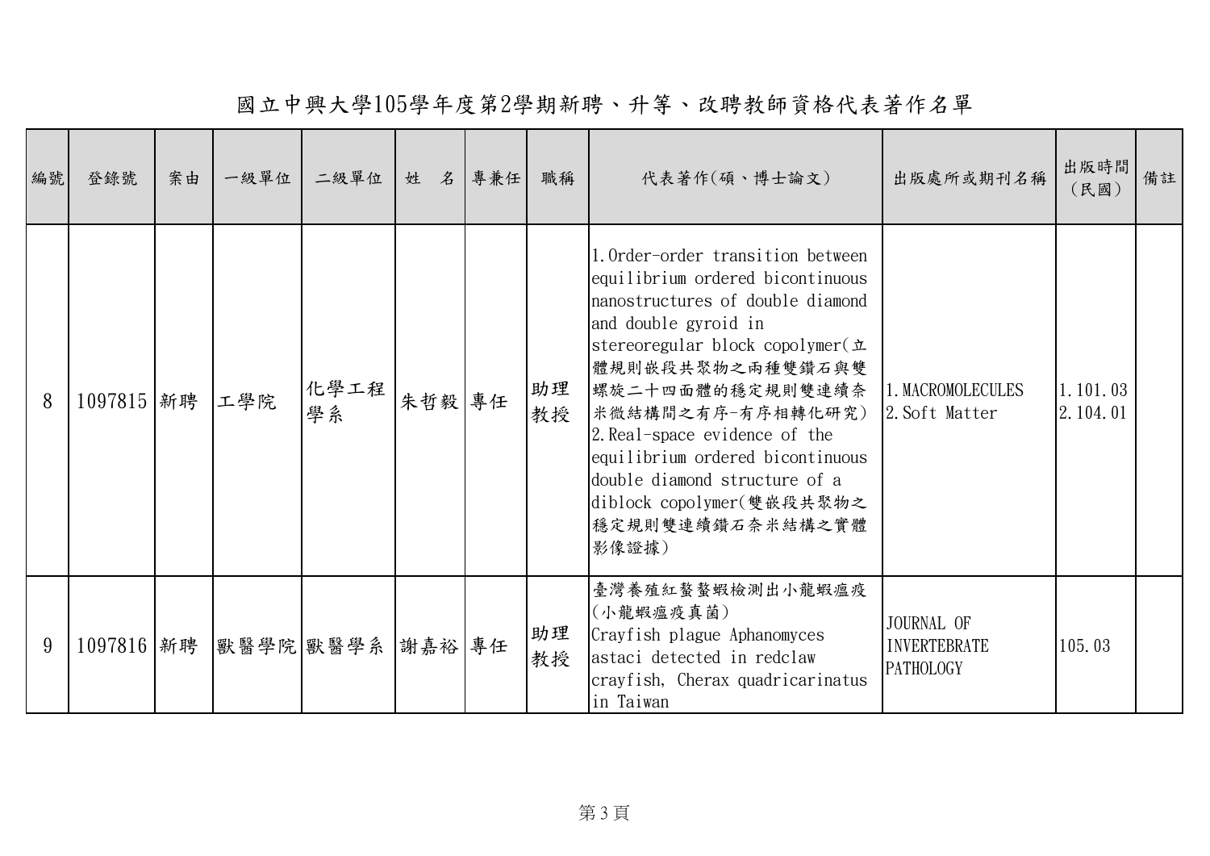# 國立中興大學105學年度第2學期新聘、升等、改聘教師資格代表著作名單

| 編號 | 登錄號 | 案由 | 一級單位 | 二級單位 | 姓　名 | 專兼任 | 職稱 | 代表著作(碩、博士論文) | 出版處所或期刊名稱 | 出版時間（民國） | 備註 |
|---|---|---|---|---|---|---|---|---|---|---|---|
| 8 | 1097815 | 新聘 | 工學院 | 化學工程學系 | 朱哲毅 | 專任 | 助理教授 | 1.Order-order transition between equilibrium ordered bicontinuous nanostructures of double diamond and double gyroid in stereoregular block copolymer(立體規則嵌段共聚物之兩種雙鑽石與雙螺旋二十四面體的穩定規則雙連續奈米微結構間之有序-有序相轉化研究)<br>2.Real-space evidence of the equilibrium ordered bicontinuous double diamond structure of a diblock copolymer(雙嵌段共聚物之穩定規則雙連續鑽石奈米結構之實體影像證據) | 1.MACROMOLECULES<br>2.Soft Matter | 1.101.03<br>2.104.01 | |
| 9 | 1097816 | 新聘 | 獸醫學院 | 獸醫學系 | 謝嘉裕 | 專任 | 助理教授 | 臺灣養殖紅螯螯蝦檢測出小龍蝦瘟疫(小龍蝦瘟疫真菌)<br>Crayfish plague Aphanomyces astaci detected in redclaw crayfish, Cherax quadricarinatus in Taiwan | JOURNAL OF INVERTEBRATE PATHOLOGY | 105.03 | |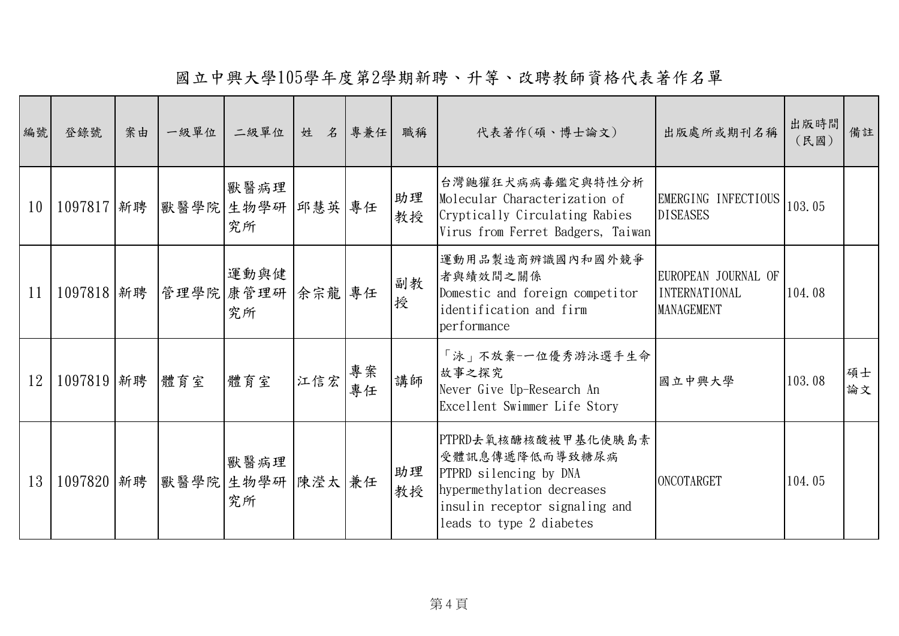# 國立中興大學105學年度第2學期新聘、升等、改聘教師資格代表著作名單

| 編號 | 登錄號 | 案由 | 一級單位 | 二級單位 | 姓　名 | 專兼任 | 職稱 | 代表著作(碩、博士論文) | 出版處所或期刊名稱 | 出版時間(民國) | 備註 |
|---|---|---|---|---|---|---|---|---|---|---|---|
| 10 | 1097817 | 新聘 | 獸醫學院 | 獸醫病理生物學研究所 | 邱慧英 | 專任 | 助理教授 | 台灣鼬獾狂犬病病毒鑑定與特性分析 Molecular Characterization of Cryptically Circulating Rabies Virus from Ferret Badgers, Taiwan | EMERGING INFECTIOUS DISEASES | 103.05 | |
| 11 | 1097818 | 新聘 | 管理學院 | 運動與健康管理研究所 | 余宗龍 | 專任 | 副教授 | 運動用品製造商辨識國內和國外競爭者與績效間之關係 Domestic and foreign competitor identification and firm performance | EUROPEAN JOURNAL OF INTERNATIONAL MANAGEMENT | 104.08 | |
| 12 | 1097819 | 新聘 | 體育室 | 體育室 | 江信宏 | 專案專任 | 講師 | 「泳」不放棄--一位優秀游泳選手生命故事之探究 Never Give Up-Research An Excellent Swimmer Life Story | 國立中興大學 | 103.08 | 碩士論文 |
| 13 | 1097820 | 新聘 | 獸醫學院 | 獸醫病理生物學研究所 | 陳瀅太 | 兼任 | 助理教授 | PTPRD去氧核醣核酸被甲基化使胰島素受體訊息傳遞降低而導致糖尿病 PTPRD silencing by DNA hypermethylation decreases insulin receptor signaling and leads to type 2 diabetes | ONCOTARGET | 104.05 | |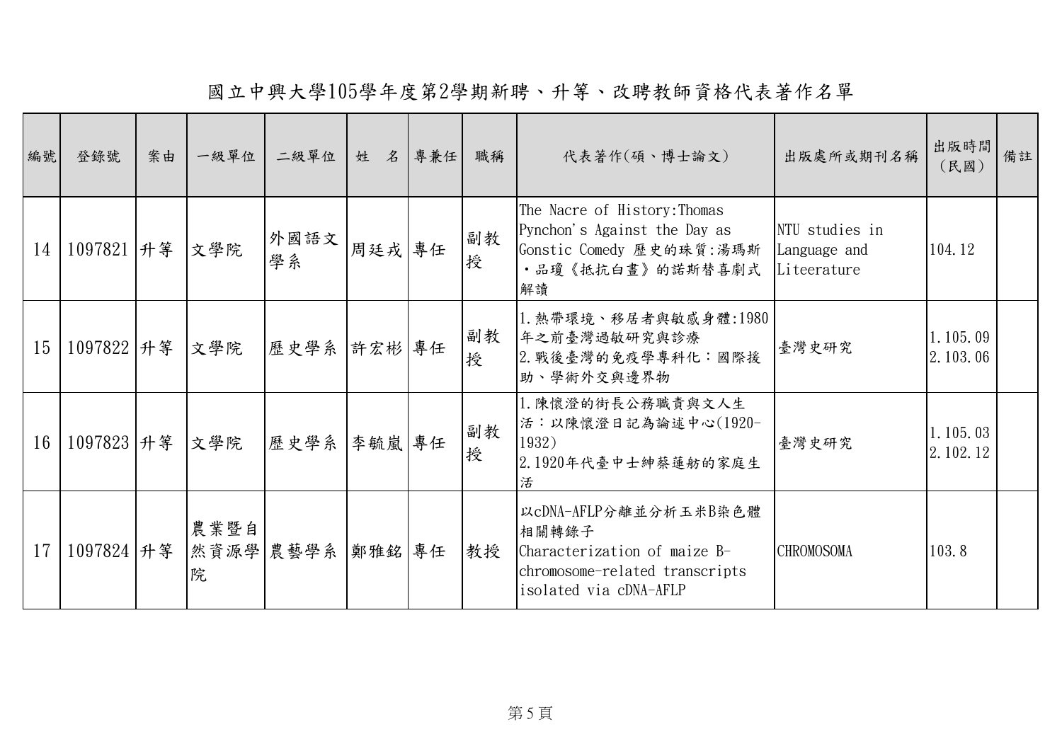# 國立中興大學105學年度第2學期新聘、升等、改聘教師資格代表著作名單

| 編號 | 登錄號 | 案由 | 一級單位 | 二級單位 | 姓　名 | 專兼任 | 職稱 | 代表著作(碩、博士論文) | 出版處所或期刊名稱 | 出版時間（民國） | 備註 |
|---|---|---|---|---|---|---|---|---|---|---|---|
| 14 | 1097821 | 升等 | 文學院 | 外國語文學系 | 周廷戎 | 專任 | 副教授 | The Nacre of History:Thomas Pynchon's Against the Day as Gonstic Comedy 歷史的珠質:湯瑪斯・品瓊《抵抗白晝》的諾斯替喜劇式解讀 | NTU studies in Language and Liteerature | 104.12 | |
| 15 | 1097822 | 升等 | 文學院 | 歷史學系 | 許宏彬 | 專任 | 副教授 | 1.熱帶環境、移居者與敏感身體:1980年之前臺灣過敏研究與診療<br>2.戰後臺灣的免疫學專科化：國際援助、學術外交與邊界物 | 臺灣史研究 | 1.105.09<br>2.103.06 | |
| 16 | 1097823 | 升等 | 文學院 | 歷史學系 | 李毓嵐 | 專任 | 副教授 | 1.陳懷澄的街長公務職責與文人生活：以陳懷澄日記為論述中心(1920-1932)<br>2.1920年代臺中士紳蔡蓮舫的家庭生活 | 臺灣史研究 | 1.105.03<br>2.102.12 | |
| 17 | 1097824 | 升等 | 農業暨自然資源學院 | 農藝學系 | 鄭雅銘 | 專任 | 教授 | 以cDNA-AFLP分離並分析玉米B染色體相關轉錄子<br>Characterization of maize B-chromosome-related transcripts isolated via cDNA-AFLP | CHROMOSOMA | 103.8 | |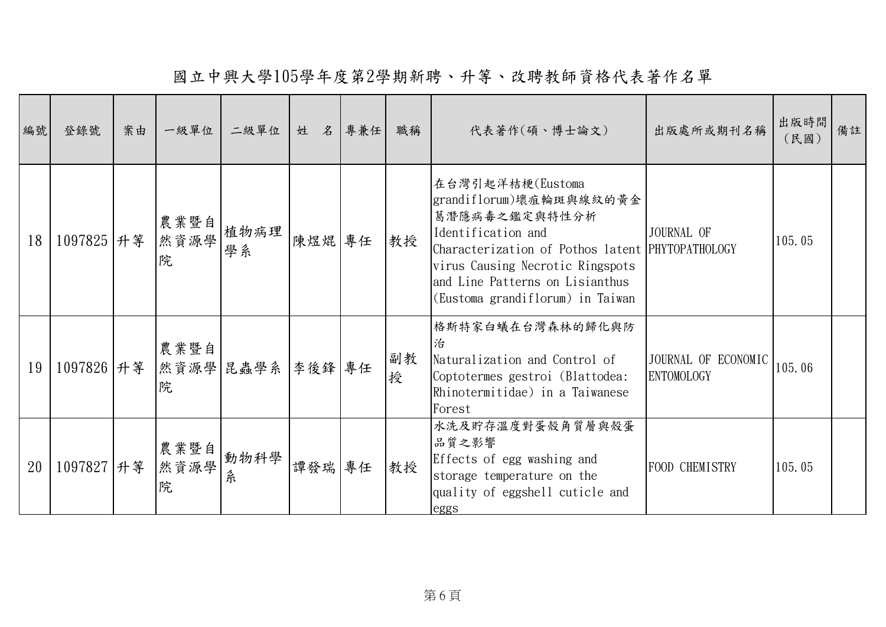# 國立中興大學105學年度第2學期新聘、升等、改聘教師資格代表著作名單

| 編號 | 登錄號 | 案由 | 一級單位 | 二級單位 | 姓　名 | 專兼任 | 職稱 | 代表著作(碩、博士論文) | 出版處所或期刊名稱 | 出版時間（民國） | 備註 |
|---|---|---|---|---|---|---|---|---|---|---|---|
| 18 | 1097825 | 升等 | 農業暨自然資源學院 | 植物病理學系 | 陳煜焜 | 專任 | 教授 | 在台灣引起洋桔梗(Eustoma grandiflorum)壞疽輪斑與線紋的黃金葛潛隱病毒之鑑定與特性分析 Identification and Characterization of Pothos latent virus Causing Necrotic Ringspots and Line Patterns on Lisianthus (Eustoma grandiflorum) in Taiwan | JOURNAL OF PHYTOPATHOLOGY | 105.05 | |
| 19 | 1097826 | 升等 | 農業暨自然資源學院 | 昆蟲學系 | 李後鋒 | 專任 | 副教授 | 格斯特家白蟻在台灣森林的歸化與防治 Naturalization and Control of Coptotermes gestroi (Blattodea: Rhinotermitidae) in a Taiwanese Forest | JOURNAL OF ECONOMIC ENTOMOLOGY | 105.06 | |
| 20 | 1097827 | 升等 | 農業暨自然資源學院 | 動物科學系 | 譚發瑞 | 專任 | 教授 | 水洗及貯存溫度對蛋殼角質層與殼蛋品質之影響 Effects of egg washing and storage temperature on the quality of eggshell cuticle and eggs | FOOD CHEMISTRY | 105.05 | |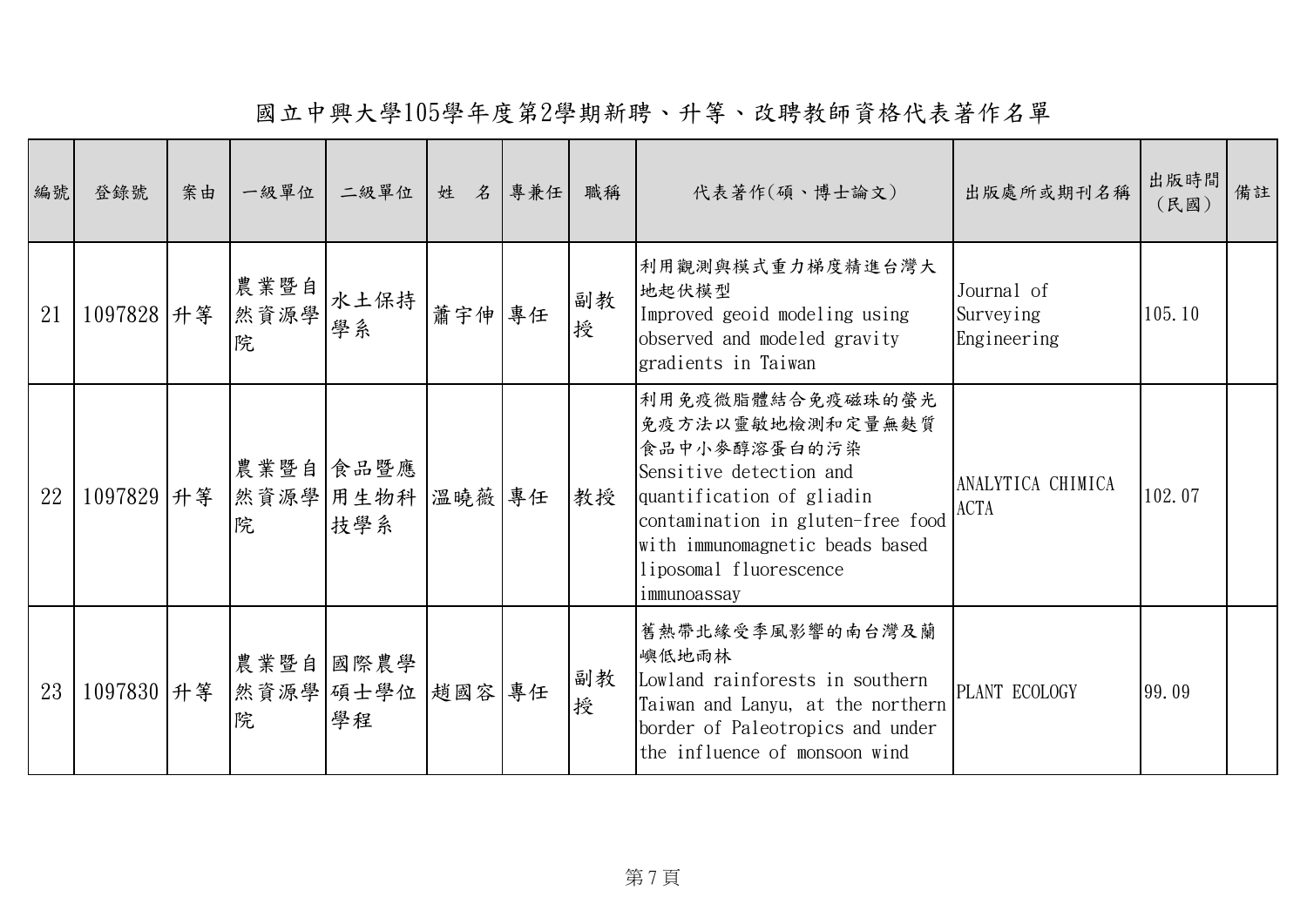# 國立中興大學105學年度第2學期新聘、升等、改聘教師資格代表著作名單

| 編號 | 登錄號 | 案由 | 一級單位 | 二級單位 | 姓　名 | 專兼任 | 職稱 | 代表著作(碩、博士論文) | 出版處所或期刊名稱 | 出版時間（民國） | 備註 |
|---|---|---|---|---|---|---|---|---|---|---|---|
| 21 | 1097828 | 升等 | 農業暨自然資源學院 | 水土保持學系 | 蕭宇伸 | 專任 | 副教授 | 利用觀測與模式重力梯度精進台灣大地起伏模型 Improved geoid modeling using observed and modeled gravity gradients in Taiwan | Journal of Surveying Engineering | 105.10 | |
| 22 | 1097829 | 升等 | 農業暨自然資源學院 | 食品暨應用生物科技學系 | 溫曉薇 | 專任 | 教授 | 利用免疫微脂體結合免疫磁珠的螢光免疫方法以靈敏地檢測和定量無麩質食品中小麥醇溶蛋白的污染 Sensitive detection and quantification of gliadin contamination in gluten-free food with immunomagnetic beads based liposomal fluorescence immunoassay | ANALYTICA CHIMICA ACTA | 102.07 | |
| 23 | 1097830 | 升等 | 農業暨自然資源學院 | 國際農學碩士學位學程 | 趙國容 | 專任 | 副教授 | 舊熱帶北緣受季風影響的南台灣及蘭嶼低地雨林 Lowland rainforests in southern Taiwan and Lanyu, at the northern border of Paleotropics and under the influence of monsoon wind | PLANT ECOLOGY | 99.09 | |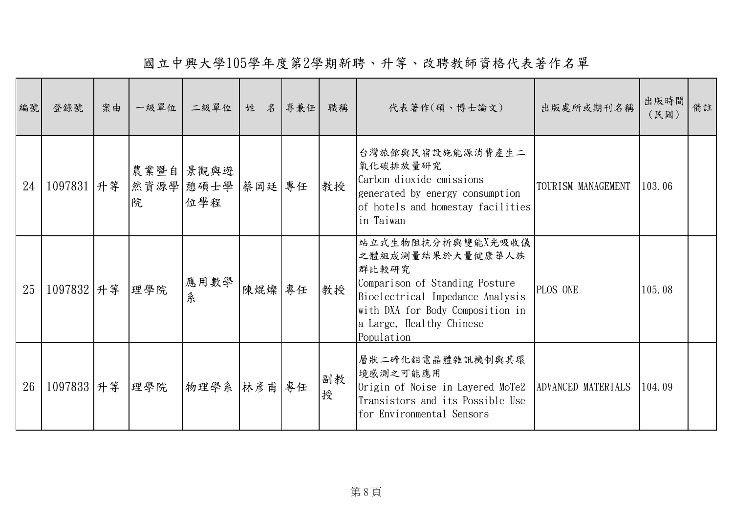# 國立中興大學105學年度第2學期新聘、升等、改聘教師資格代表著作名單

| 編號 | 登錄號 | 案由 | 一級單位 | 二級單位 | 姓　名 | 專兼任 | 職稱 | 代表著作(碩、博士論文) | 出版處所或期刊名稱 | 出版時間（民國） | 備註 |
|---|---|---|---|---|---|---|---|---|---|---|---|
| 24 | 1097831 | 升等 | 農業暨自然資源學院 | 景觀與遊憩碩士學位學程 | 蔡岡廷 | 專任 | 教授 | 台灣旅館與民宿設施能源消費產生二氧化碳排放量研究 Carbon dioxide emissions generated by energy consumption of hotels and homestay facilities in Taiwan | TOURISM MANAGEMENT | 103.06 | |
| 25 | 1097832 | 升等 | 理學院 | 應用數學系 | 陳焜燦 | 專任 | 教授 | 站立式生物阻抗分析與雙能X光吸收儀之體組成測量結果於大量健康華人族群比較研究 Comparison of Standing Posture Bioelectrical Impedance Analysis with DXA for Body Composition in a Large, Healthy Chinese Population | PLOS ONE | 105.08 | |
| 26 | 1097833 | 升等 | 理學院 | 物理學系 | 林彥甫 | 專任 | 副教授 | 層狀二碲化鉬電晶體雜訊機制與其環境感測之可能應用 Origin of Noise in Layered MoTe2 Transistors and its Possible Use for Environmental Sensors | ADVANCED MATERIALS | 104.09 | |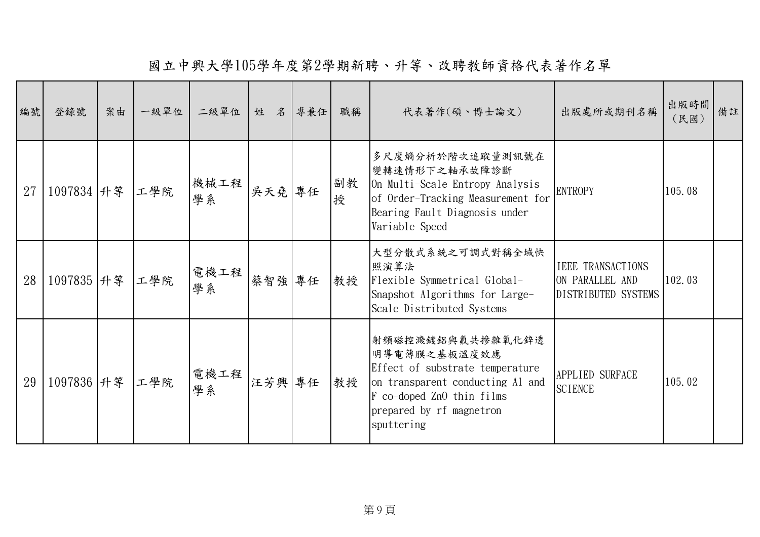# 國立中興大學105學年度第2學期新聘、升等、改聘教師資格代表著作名單

| 編號 | 登錄號 | 案由 | 一級單位 | 二級單位 | 姓　名 | 專兼任 | 職稱 | 代表著作(碩、博士論文) | 出版處所或期刊名稱 | 出版時間（民國） | 備註 |
|---|---|---|---|---|---|---|---|---|---|---|---|
| 27 | 1097834 | 升等 | 工學院 | 機械工程學系 | 吳天堯 | 專任 | 副教授 | 多尺度熵分析於階次追蹤量測訊號在變轉速情形下之軸承故障診斷 On Multi-Scale Entropy Analysis of Order-Tracking Measurement for Bearing Fault Diagnosis under Variable Speed | ENTROPY | 105.08 | |
| 28 | 1097835 | 升等 | 工學院 | 電機工程學系 | 蔡智強 | 專任 | 教授 | 大型分散式系統之可調式對稱全域快照演算法 Flexible Symmetrical Global-Snapshot Algorithms for Large-Scale Distributed Systems | IEEE TRANSACTIONS ON PARALLEL AND DISTRIBUTED SYSTEMS | 102.03 | |
| 29 | 1097836 | 升等 | 工學院 | 電機工程學系 | 汪芳興 | 專任 | 教授 | 射頻磁控濺鍍鋁與氟共摻雜氧化鋅透明導電薄膜之基板溫度效應 Effect of substrate temperature on transparent conducting Al and F co-doped ZnO thin films prepared by rf magnetron sputtering | APPLIED SURFACE SCIENCE | 105.02 | |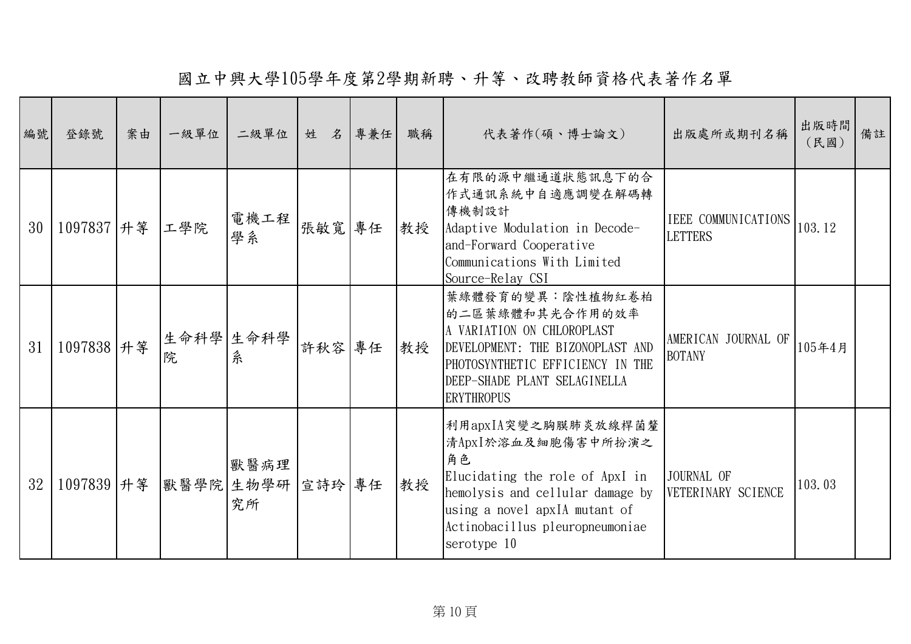# 國立中興大學105學年度第2學期新聘、升等、改聘教師資格代表著作名單

| 編號 | 登錄號 | 案由 | 一級單位 | 二級單位 | 姓　名 | 專兼任 | 職稱 | 代表著作(碩、博士論文) | 出版處所或期刊名稱 | 出版時間（民國） | 備註 |
|---|---|---|---|---|---|---|---|---|---|---|---|
| 30 | 1097837 | 升等 | 工學院 | 電機工程學系 | 張敏寬 | 專任 | 教授 | 在有限的源中繼通道狀態訊息下的合作式通訊系統中自適應調變在解碼轉傳機制設計 Adaptive Modulation in Decode-and-Forward Cooperative Communications With Limited Source-Relay CSI | IEEE COMMUNICATIONS LETTERS | 103.12 | |
| 31 | 1097838 | 升等 | 生命科學院 | 生命科學系 | 許秋容 | 專任 | 教授 | 葉綠體發育的變異：陰性植物紅卷柏的二區葉綠體和其光合作用的效率 A VARIATION ON CHLOROPLAST DEVELOPMENT: THE BIZONOPLAST AND PHOTOSYNTHETIC EFFICIENCY IN THE DEEP-SHADE PLANT SELAGINELLA ERYTHROPUS | AMERICAN JOURNAL OF BOTANY | 105年4月 | |
| 32 | 1097839 | 升等 | 獸醫學院 | 獸醫病理生物學研究所 | 宣詩玲 | 專任 | 教授 | 利用apxIA突變之胸膜肺炎放線桿菌釐清ApxI於溶血及細胞傷害中所扮演之角色 Elucidating the role of ApxI in hemolysis and cellular damage by using a novel apxIA mutant of Actinobacillus pleuropneumoniae serotype 10 | JOURNAL OF VETERINARY SCIENCE | 103.03 | |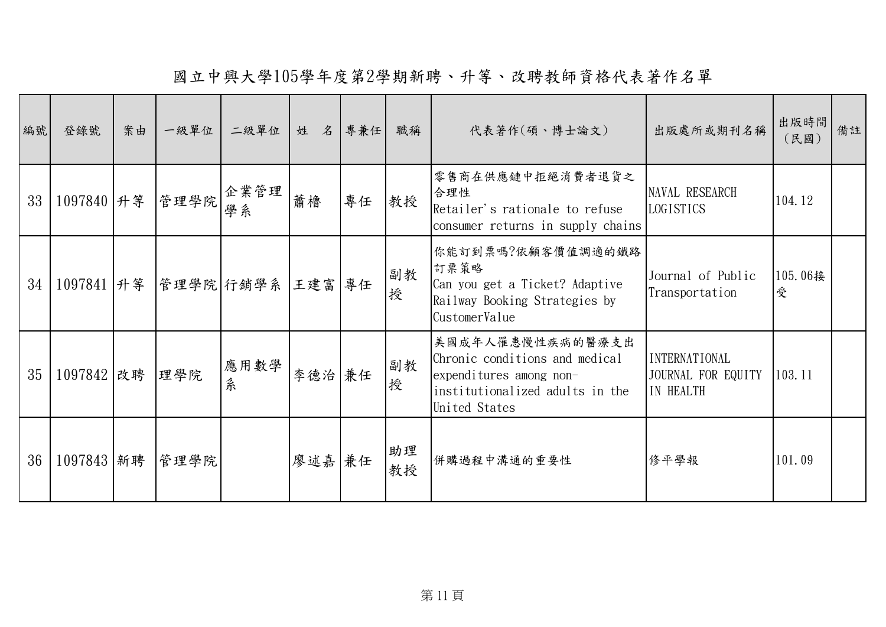# 國立中興大學105學年度第2學期新聘、升等、改聘教師資格代表著作名單

| 編號 | 登錄號 | 案由 | 一級單位 | 二級單位 | 姓　名 | 專兼任 | 職稱 | 代表著作(碩、博士論文) | 出版處所或期刊名稱 | 出版時間（民國） | 備註 |
|---|---|---|---|---|---|---|---|---|---|---|---|
| 33 | 1097840 | 升等 | 管理學院 | 企業管理學系 | 蕭櫓 | 專任 | 教授 | 零售商在供應鏈中拒絕消費者退貨之合理性 Retailer's rationale to refuse consumer returns in supply chains | NAVAL RESEARCH LOGISTICS | 104.12 | |
| 34 | 1097841 | 升等 | 管理學院 | 行銷學系 | 王建富 | 專任 | 副教授 | 你能訂到票嗎?依顧客價值調適的鐵路訂票策略 Can you get a Ticket? Adaptive Railway Booking Strategies by CustomerValue | Journal of Public Transportation | 105.06接受 | |
| 35 | 1097842 | 改聘 | 理學院 | 應用數學系 | 李德治 | 兼任 | 副教授 | 美國成年人罹患慢性疾病的醫療支出 Chronic conditions and medical expenditures among non-institutionalized adults in the United States | INTERNATIONAL JOURNAL FOR EQUITY IN HEALTH | 103.11 | |
| 36 | 1097843 | 新聘 | 管理學院 | | 廖述嘉 | 兼任 | 助理教授 | 併購過程中溝通的重要性 | 修平學報 | 101.09 | |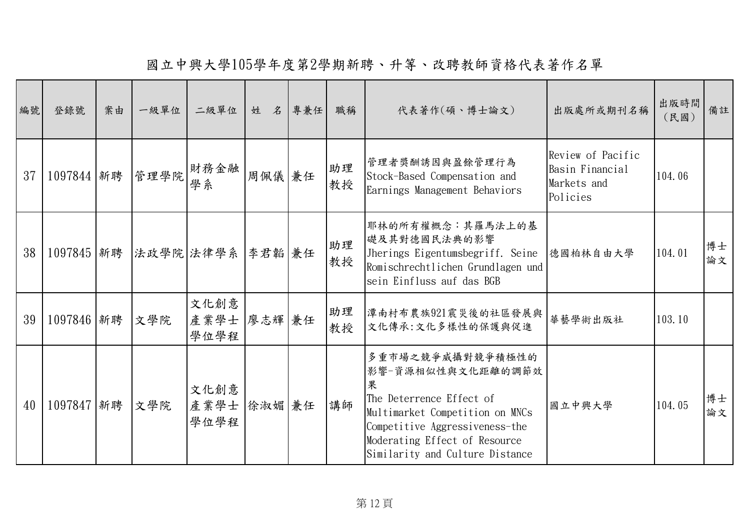# 國立中興大學105學年度第2學期新聘、升等、改聘教師資格代表著作名單

| 編號 | 登錄號 | 案由 | 一級單位 | 二級單位 | 姓　名 | 專兼任 | 職稱 | 代表著作(碩、博士論文) | 出版處所或期刊名稱 | 出版時間（民國） | 備註 |
|---|---|---|---|---|---|---|---|---|---|---|---|
| 37 | 1097844 | 新聘 | 管理學院 | 財務金融學系 | 周佩儀 | 兼任 | 助理教授 | 管理者獎酬誘因與盈餘管理行為 Stock-Based Compensation and Earnings Management Behaviors | Review of Pacific Basin Financial Markets and Policies | 104.06 | |
| 38 | 1097845 | 新聘 | 法政學院 | 法律學系 | 李君韜 | 兼任 | 助理教授 | 耶林的所有權概念：其羅馬法上的基礎及其對德國民法典的影響 Jherings Eigentumsbegriff. Seine Romischrechtlichen Grundlagen und sein Einfluss auf das BGB | 德國柏林自由大學 | 104.01 | 博士論文 |
| 39 | 1097846 | 新聘 | 文學院 | 文化創意產業學士學位學程 | 廖志輝 | 兼任 | 助理教授 | 潭南村布農族921震災後的社區發展與文化傳承:文化多樣性的保護與促進 | 華藝學術出版社 | 103.10 | |
| 40 | 1097847 | 新聘 | 文學院 | 文化創意產業學士學位學程 | 徐淑媚 | 兼任 | 講師 | 多重市場之競爭威攝對競爭積極性的影響-資源相似性與文化距離的調節效果 The Deterrence Effect of Multimarket Competition on MNCs Competitive Aggressiveness-the Moderating Effect of Resource Similarity and Culture Distance | 國立中興大學 | 104.05 | 博士論文 |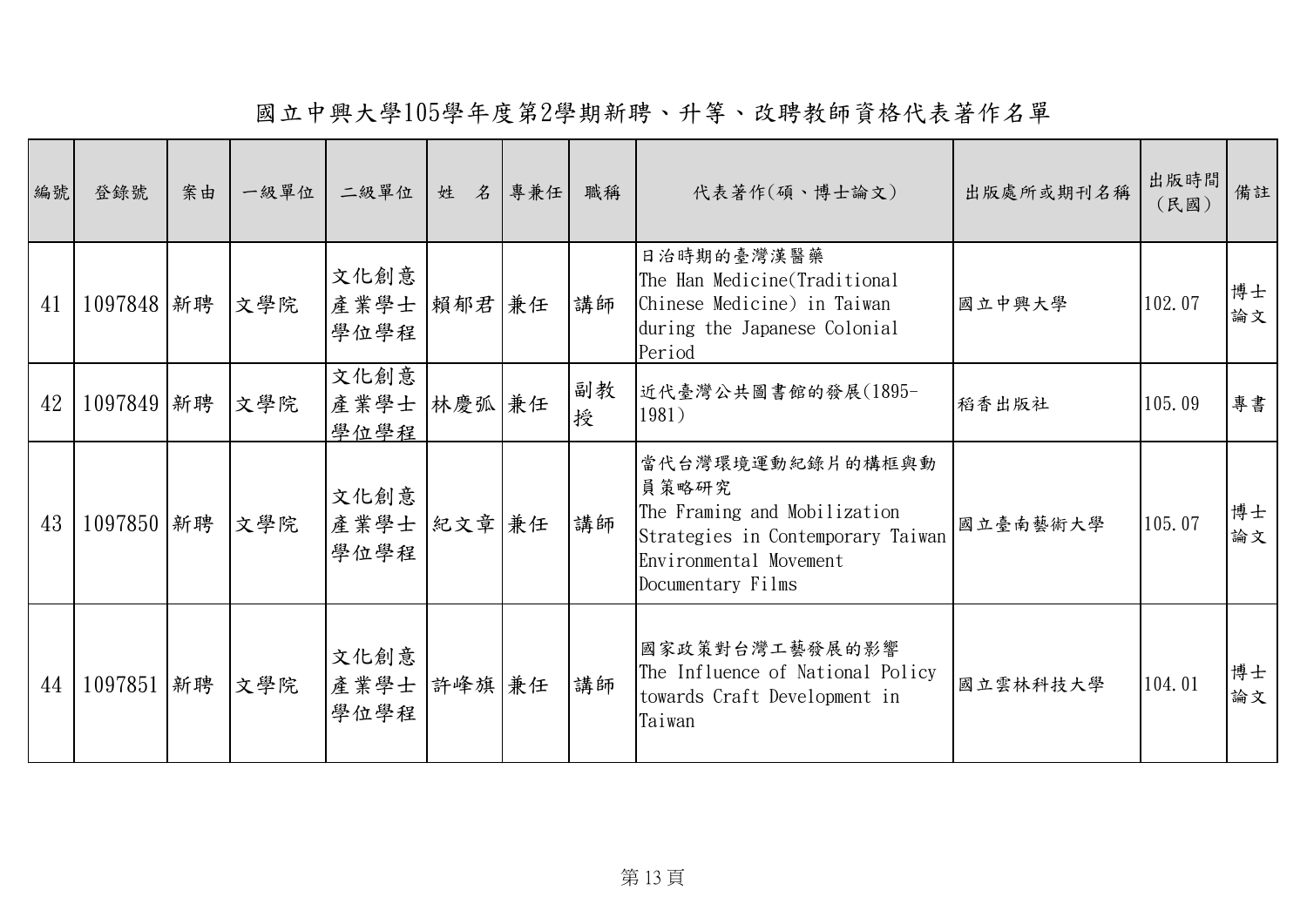# 國立中興大學105學年度第2學期新聘、升等、改聘教師資格代表著作名單

| 編號 | 登錄號 | 案由 | 一級單位 | 二級單位 | 姓　名 | 專兼任 | 職稱 | 代表著作(碩、博士論文) | 出版處所或期刊名稱 | 出版時間（民國） | 備註 |
|---|---|---|---|---|---|---|---|---|---|---|---|
| 41 | 1097848 | 新聘 | 文學院 | 文化創意產業學士學位學程 | 賴郁君 | 兼任 | 講師 | 日治時期的臺灣漢醫藥 The Han Medicine(Traditional Chinese Medicine) in Taiwan during the Japanese Colonial Period | 國立中興大學 | 102.07 | 博士論文 |
| 42 | 1097849 | 新聘 | 文學院 | 文化創意產業學士學位學程 | 林慶弧 | 兼任 | 副教授 | 近代臺灣公共圖書館的發展(1895-1981) | 稻香出版社 | 105.09 | 專書 |
| 43 | 1097850 | 新聘 | 文學院 | 文化創意產業學士學位學程 | 紀文章 | 兼任 | 講師 | 當代台灣環境運動紀錄片的構框與動員策略研究 The Framing and Mobilization Strategies in Contemporary Taiwan Environmental Movement Documentary Films | 國立臺南藝術大學 | 105.07 | 博士論文 |
| 44 | 1097851 | 新聘 | 文學院 | 文化創意產業學士學位學程 | 許峰旗 | 兼任 | 講師 | 國家政策對台灣工藝發展的影響 The Influence of National Policy towards Craft Development in Taiwan | 國立雲林科技大學 | 104.01 | 博士論文 |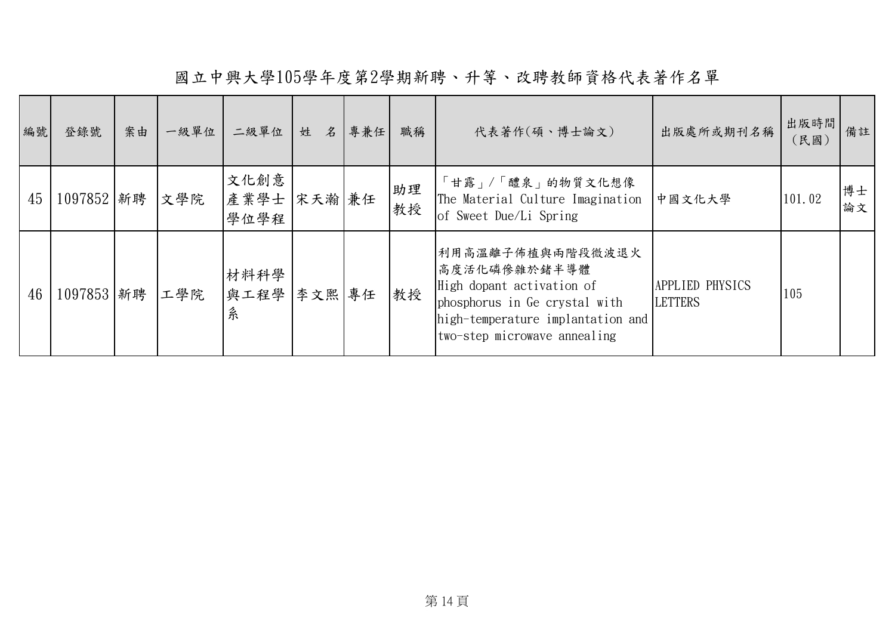# 國立中興大學105學年度第2學期新聘、升等、改聘教師資格代表著作名單

| 編號 | 登錄號 | 案由 | 一級單位 | 二級單位 | 姓　名 | 專兼任 | 職稱 | 代表著作(碩、博士論文) | 出版處所或期刊名稱 | 出版時間（民國） | 備註 |
|---|---|---|---|---|---|---|---|---|---|---|---|
| 45 | 1097852 | 新聘 | 文學院 | 文化創意產業學士學位學程 | 宋天瀚 | 兼任 | 助理教授 | 「甘露」/「醴泉」的物質文化想像 The Material Culture Imagination of Sweet Due/Li Spring | 中國文化大學 | 101.02 | 博士論文 |
| 46 | 1097853 | 新聘 | 工學院 | 材料科學與工程學系 | 李文熙 | 專任 | 教授 | 利用高溫離子佈植與兩階段微波退火高度活化磷慘雜於鍺半導體 High dopant activation of phosphorus in Ge crystal with high-temperature implantation and two-step microwave annealing | APPLIED PHYSICS LETTERS | 105 | |